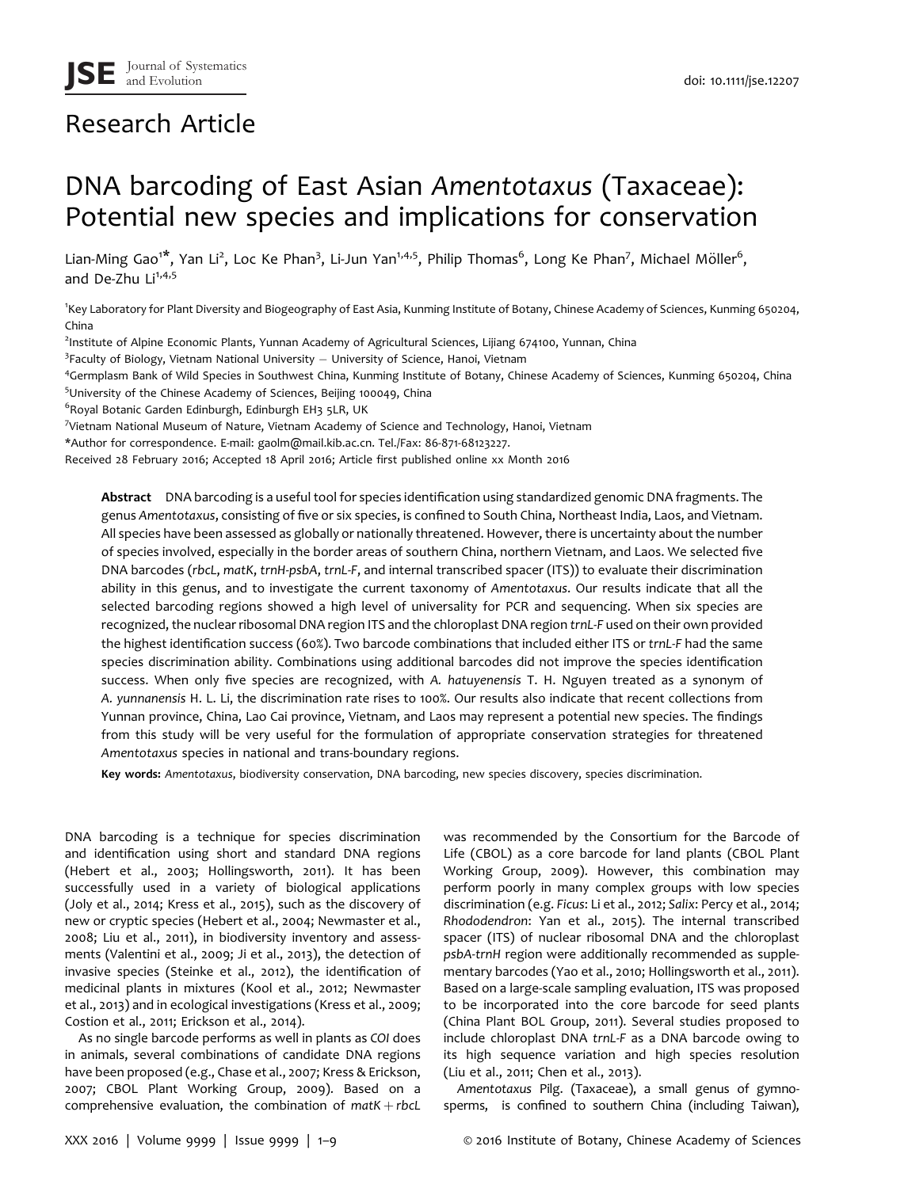Research Article

# DNA barcoding of East Asian *Amentotaxus* (Taxaceae): Potential new species and implications for conservation

Lian-Ming Gao[1*], Yan Li[2], Loc Ke Phan[3], Li-Jun Yan[1,4,5], Philip Thomas[6], Long Ke Phan[7], Michael Möller[6], and De-Zhu Li[1,4,5]

[1]Key Laboratory for Plant Diversity and Biogeography of East Asia, Kunming Institute of Botany, Chinese Academy of Sciences, Kunming 650204, China

[2]Institute of Alpine Economic Plants, Yunnan Academy of Agricultural Sciences, Lijiang 674100, Yunnan, China

[3]Faculty of Biology, Vietnam National University – University of Science, Hanoi, Vietnam

[4]Germplasm Bank of Wild Species in Southwest China, Kunming Institute of Botany, Chinese Academy of Sciences, Kunming 650204, China

[5]University of the Chinese Academy of Sciences, Beijing 100049, China

[6]Royal Botanic Garden Edinburgh, Edinburgh EH3 5LR, UK

[7]Vietnam National Museum of Nature, Vietnam Academy of Science and Technology, Hanoi, Vietnam

*Author for correspondence. E-mail: gaolm@mail.kib.ac.cn. Tel./Fax: 86-871-68123227.

Received 28 February 2016; Accepted 18 April 2016; Article first published online xx Month 2016

**Abstract** DNA barcoding is a useful tool for species identification using standardized genomic DNA fragments. The genus *Amentotaxus*, consisting of five or six species, is confined to South China, Northeast India, Laos, and Vietnam. All species have been assessed as globally or nationally threatened. However, there is uncertainty about the number of species involved, especially in the border areas of southern China, northern Vietnam, and Laos. We selected five DNA barcodes (*rbcL*, *matK*, *trnH-psbA*, *trnL-F*, and internal transcribed spacer (ITS)) to evaluate their discrimination ability in this genus, and to investigate the current taxonomy of *Amentotaxus*. Our results indicate that all the selected barcoding regions showed a high level of universality for PCR and sequencing. When six species are recognized, the nuclear ribosomal DNA region ITS and the chloroplast DNA region *trnL-F* used on their own provided the highest identification success (60%). Two barcode combinations that included either ITS or *trnL-F* had the same species discrimination ability. Combinations using additional barcodes did not improve the species identification success. When only five species are recognized, with *A. hatuyenensis* T. H. Nguyen treated as a synonym of *A. yunnanensis* H. L. Li, the discrimination rate rises to 100%. Our results also indicate that recent collections from Yunnan province, China, Lao Cai province, Vietnam, and Laos may represent a potential new species. The findings from this study will be very useful for the formulation of appropriate conservation strategies for threatened *Amentotaxus* species in national and trans-boundary regions.

**Key words:** *Amentotaxus*, biodiversity conservation, DNA barcoding, new species discovery, species discrimination.

DNA barcoding is a technique for species discrimination and identification using short and standard DNA regions (Hebert et al., 2003; Hollingsworth, 2011). It has been successfully used in a variety of biological applications (Joly et al., 2014; Kress et al., 2015), such as the discovery of new or cryptic species (Hebert et al., 2004; Newmaster et al., 2008; Liu et al., 2011), in biodiversity inventory and assessments (Valentini et al., 2009; Ji et al., 2013), the detection of invasive species (Steinke et al., 2012), the identification of medicinal plants in mixtures (Kool et al., 2012; Newmaster et al., 2013) and in ecological investigations (Kress et al., 2009; Costion et al., 2011; Erickson et al., 2014).

As no single barcode performs as well in plants as *COI* does in animals, several combinations of candidate DNA regions have been proposed (e.g., Chase et al., 2007; Kress & Erickson, 2007; CBOL Plant Working Group, 2009). Based on a comprehensive evaluation, the combination of *matK* + *rbcL* was recommended by the Consortium for the Barcode of Life (CBOL) as a core barcode for land plants (CBOL Plant Working Group, 2009). However, this combination may perform poorly in many complex groups with low species discrimination (e.g. *Ficus*: Li et al., 2012; *Salix*: Percy et al., 2014; *Rhododendron*: Yan et al., 2015). The internal transcribed spacer (ITS) of nuclear ribosomal DNA and the chloroplast *psbA-trnH* region were additionally recommended as supplementary barcodes (Yao et al., 2010; Hollingsworth et al., 2011). Based on a large-scale sampling evaluation, ITS was proposed to be incorporated into the core barcode for seed plants (China Plant BOL Group, 2011). Several studies proposed to include chloroplast DNA *trnL-F* as a DNA barcode owing to its high sequence variation and high species resolution (Liu et al., 2011; Chen et al., 2013).

*Amentotaxus* Pilg. (Taxaceae), a small genus of gymnosperms, is confined to southern China (including Taiwan),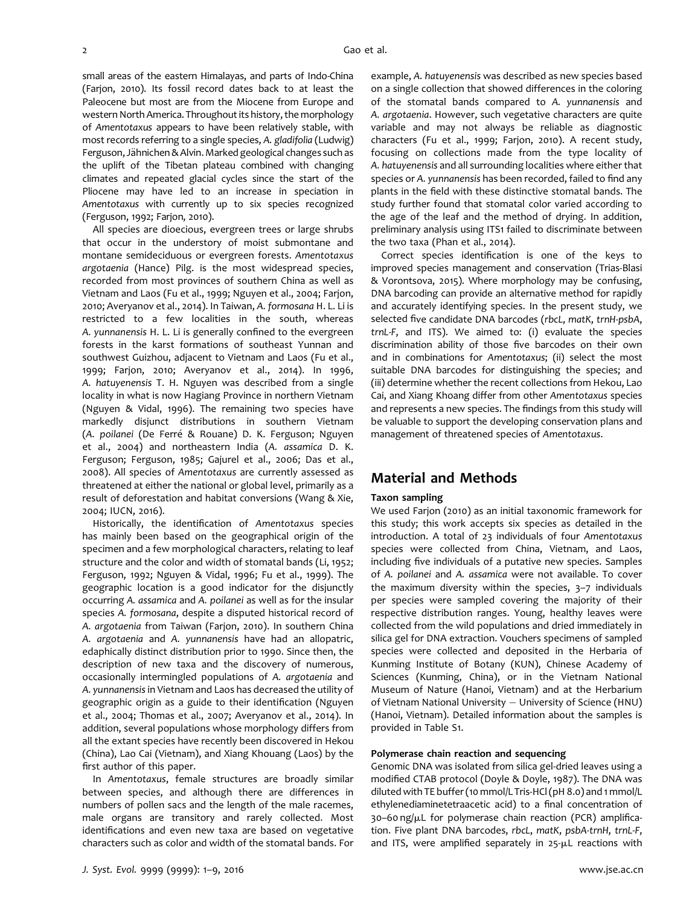small areas of the eastern Himalayas, and parts of Indo-China (Farjon, 2010). Its fossil record dates back to at least the Paleocene but most are from the Miocene from Europe and western North America. Throughout its history, the morphology of *Amentotaxus* appears to have been relatively stable, with most records referring to a single species, *A. gladifolia* (Ludwig) Ferguson, Jähnichen & Alvin. Marked geological changes such as the uplift of the Tibetan plateau combined with changing climates and repeated glacial cycles since the start of the Pliocene may have led to an increase in speciation in *Amentotaxus* with currently up to six species recognized (Ferguson, 1992; Farjon, 2010).

All species are dioecious, evergreen trees or large shrubs that occur in the understory of moist submontane and montane semideciduous or evergreen forests. *Amentotaxus argotaenia* (Hance) Pilg. is the most widespread species, recorded from most provinces of southern China as well as Vietnam and Laos (Fu et al., 1999; Nguyen et al., 2004; Farjon, 2010; Averyanov et al., 2014). In Taiwan, *A. formosana* H. L. Li is restricted to a few localities in the south, whereas *A. yunnanensis* H. L. Li is generally confined to the evergreen forests in the karst formations of southeast Yunnan and southwest Guizhou, adjacent to Vietnam and Laos (Fu et al., 1999; Farjon, 2010; Averyanov et al., 2014). In 1996, *A. hatuyenensis* T. H. Nguyen was described from a single locality in what is now Hagiang Province in northern Vietnam (Nguyen & Vidal, 1996). The remaining two species have markedly disjunct distributions in southern Vietnam (*A. poilanei* (De Ferré & Rouane) D. K. Ferguson; Nguyen et al., 2004) and northeastern India (*A. assamica* D. K. Ferguson; Ferguson, 1985; Gajurel et al., 2006; Das et al., 2008). All species of *Amentotaxus* are currently assessed as threatened at either the national or global level, primarily as a result of deforestation and habitat conversions (Wang & Xie, 2004; IUCN, 2016).

Historically, the identification of *Amentotaxus* species has mainly been based on the geographical origin of the specimen and a few morphological characters, relating to leaf structure and the color and width of stomatal bands (Li, 1952; Ferguson, 1992; Nguyen & Vidal, 1996; Fu et al., 1999). The geographic location is a good indicator for the disjunctly occurring *A. assamica* and *A. poilanei* as well as for the insular species *A. formosana*, despite a disputed historical record of *A. argotaenia* from Taiwan (Farjon, 2010). In southern China *A. argotaenia* and *A. yunnanensis* have had an allopatric, edaphically distinct distribution prior to 1990. Since then, the description of new taxa and the discovery of numerous, occasionally intermingled populations of *A. argotaenia* and *A. yunnanensis* in Vietnam and Laos has decreased the utility of geographic origin as a guide to their identification (Nguyen et al., 2004; Thomas et al., 2007; Averyanov et al., 2014). In addition, several populations whose morphology differs from all the extant species have recently been discovered in Hekou (China), Lao Cai (Vietnam), and Xiang Khouang (Laos) by the first author of this paper.

In *Amentotaxus*, female structures are broadly similar between species, and although there are differences in numbers of pollen sacs and the length of the male racemes, male organs are transitory and rarely collected. Most identifications and even new taxa are based on vegetative characters such as color and width of the stomatal bands. For example, *A. hatuyenensis* was described as new species based on a single collection that showed differences in the coloring of the stomatal bands compared to *A. yunnanensis* and *A. argotaenia*. However, such vegetative characters are quite variable and may not always be reliable as diagnostic characters (Fu et al., 1999; Farjon, 2010). A recent study, focusing on collections made from the type locality of *A. hatuyenensis* and all surrounding localities where either that species or *A. yunnanensis* has been recorded, failed to find any plants in the field with these distinctive stomatal bands. The study further found that stomatal color varied according to the age of the leaf and the method of drying. In addition, preliminary analysis using ITS1 failed to discriminate between the two taxa (Phan et al., 2014).

Correct species identification is one of the keys to improved species management and conservation (Trias-Blasi & Vorontsova, 2015). Where morphology may be confusing, DNA barcoding can provide an alternative method for rapidly and accurately identifying species. In the present study, we selected five candidate DNA barcodes (*rbcL*, *matK*, *trnH-psbA*, *trnL-F*, and ITS). We aimed to: (i) evaluate the species discrimination ability of those five barcodes on their own and in combinations for *Amentotaxus*; (ii) select the most suitable DNA barcodes for distinguishing the species; and (iii) determine whether the recent collections from Hekou, Lao Cai, and Xiang Khoang differ from other *Amentotaxus* species and represents a new species. The findings from this study will be valuable to support the developing conservation plans and management of threatened species of *Amentotaxus*.

## Material and Methods

### Taxon sampling

We used Farjon (2010) as an initial taxonomic framework for this study; this work accepts six species as detailed in the introduction. A total of 23 individuals of four *Amentotaxus* species were collected from China, Vietnam, and Laos, including five individuals of a putative new species. Samples of *A. poilanei* and *A. assamica* were not available. To cover the maximum diversity within the species, 3–7 individuals per species were sampled covering the majority of their respective distribution ranges. Young, healthy leaves were collected from the wild populations and dried immediately in silica gel for DNA extraction. Vouchers specimens of sampled species were collected and deposited in the Herbaria of Kunming Institute of Botany (KUN), Chinese Academy of Sciences (Kunming, China), or in the Vietnam National Museum of Nature (Hanoi, Vietnam) and at the Herbarium of Vietnam National University – University of Science (HNU) (Hanoi, Vietnam). Detailed information about the samples is provided in Table S1.

### Polymerase chain reaction and sequencing

Genomic DNA was isolated from silica gel-dried leaves using a modified CTAB protocol (Doyle & Doyle, 1987). The DNA was diluted with TE buffer (10 mmol/L Tris-HCl (pH 8.0) and 1 mmol/L ethylenediaminetetraacetic acid) to a final concentration of 30–60 ng/μL for polymerase chain reaction (PCR) amplification. Five plant DNA barcodes, *rbcL*, *matK*, *psbA-trnH*, *trnL-F*, and ITS, were amplified separately in 25-μL reactions with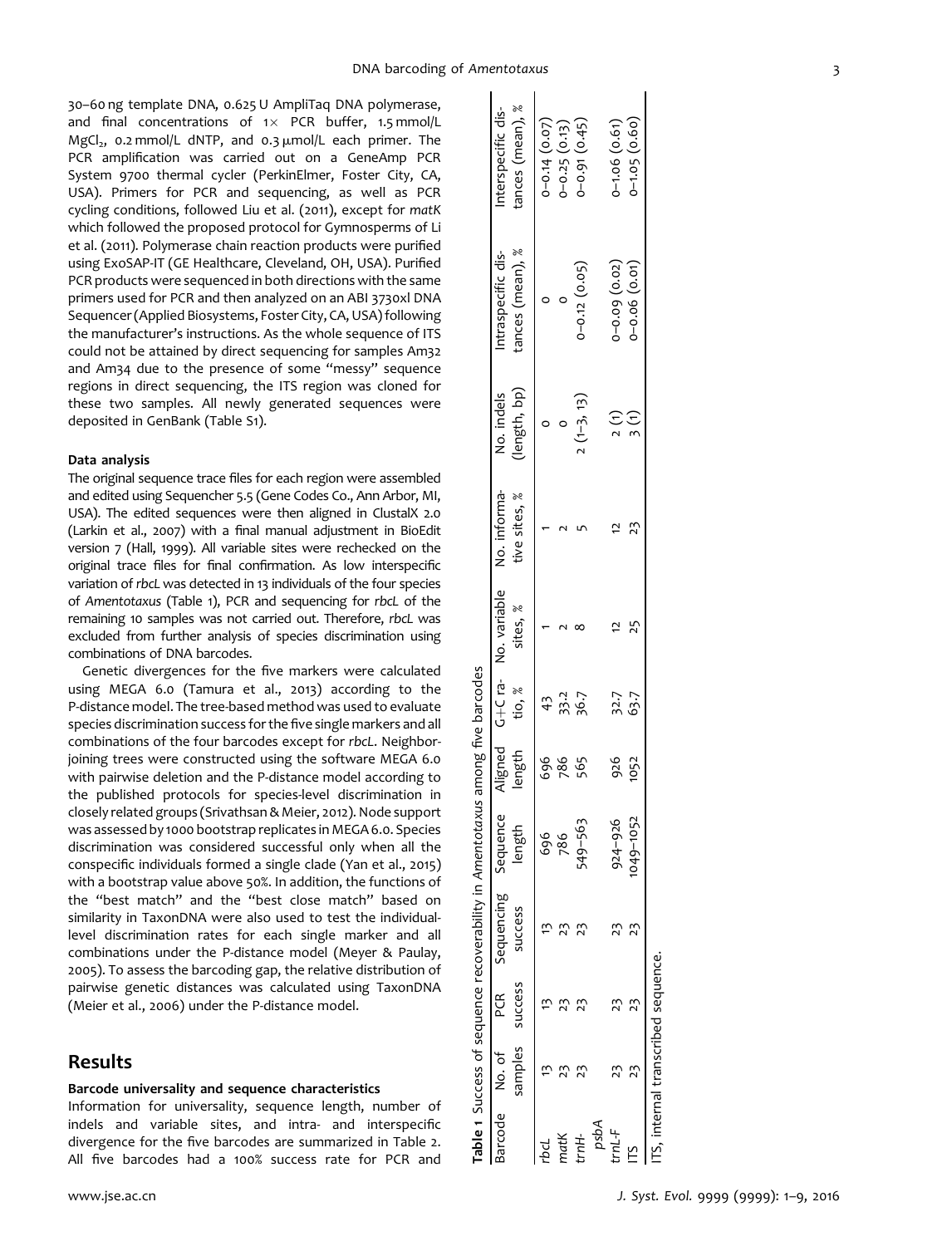30–60 ng template DNA, 0.625 U AmpliTaq DNA polymerase, and final concentrations of 1× PCR buffer, 1.5 mmol/L $MgCl_2$, 0.2 mmol/L dNTP, and 0.3 μmol/L each primer. The PCR amplification was carried out on a GeneAmp PCR System 9700 thermal cycler (PerkinElmer, Foster City, CA, USA). Primers for PCR and sequencing, as well as PCR cycling conditions, followed Liu et al. (2011), except for *matK* which followed the proposed protocol for Gymnosperms of Li et al. (2011). Polymerase chain reaction products were purified using ExoSAP-IT (GE Healthcare, Cleveland, OH, USA). Purified PCR products were sequenced in both directions with the same primers used for PCR and then analyzed on an ABI 3730xl DNA Sequencer (Applied Biosystems, Foster City, CA, USA) following the manufacturer's instructions. As the whole sequence of ITS could not be attained by direct sequencing for samples Am32 and Am34 due to the presence of some "messy" sequence regions in direct sequencing, the ITS region was cloned for these two samples. All newly generated sequences were deposited in GenBank (Table S1).

#### Data analysis

The original sequence trace files for each region were assembled and edited using Sequencher 5.5 (Gene Codes Co., Ann Arbor, MI, USA). The edited sequences were then aligned in ClustalX 2.0 (Larkin et al., 2007) with a final manual adjustment in BioEdit version 7 (Hall, 1999). All variable sites were rechecked on the original trace files for final confirmation. As low interspecific variation of *rbcL* was detected in 13 individuals of the four species of *Amentotaxus* (Table 1), PCR and sequencing for *rbcL* of the remaining 10 samples was not carried out. Therefore, *rbcL* was excluded from further analysis of species discrimination using combinations of DNA barcodes.

Genetic divergences for the five markers were calculated using MEGA 6.0 (Tamura et al., 2013) according to the P-distance model. The tree-based method was used to evaluate species discrimination success for the five single markers and all combinations of the four barcodes except for *rbcL*. Neighbor-joining trees were constructed using the software MEGA 6.0 with pairwise deletion and the P-distance model according to the published protocols for species-level discrimination in closely related groups (Srivathsan & Meier, 2012). Node support was assessed by 1000 bootstrap replicates in MEGA 6.0. Species discrimination was considered successful only when all the conspecific individuals formed a single clade (Yan et al., 2015) with a bootstrap value above 50%. In addition, the functions of the "best match" and the "best close match" based on similarity in TaxonDNA were also used to test the individual-level discrimination rates for each single marker and all combinations under the P-distance model (Meyer & Paulay, 2005). To assess the barcoding gap, the relative distribution of pairwise genetic distances was calculated using TaxonDNA (Meier et al., 2006) under the P-distance model.

## Results

#### Barcode universality and sequence characteristics

Information for universality, sequence length, number of indels and variable sites, and intra- and interspecific divergence for the five barcodes are summarized in Table 2. All five barcodes had a 100% success rate for PCR and

**Table 1** Success of sequence recoverability in *Amentotaxus* among five barcodes

| Barcode | No. of samples | PCR success | Sequencing success | Sequence length | Aligned length | G+C ratio, % | No. variable sites, % | No. informative sites, % | No. indels (length, bp) | Intraspecific distances (mean), % | Interspecific distances (mean), % |
|---|---|---|---|---|---|---|---|---|---|---|---|
| *rbcL* | 13 | 13 | 13 | 696 | 696 | 43 | 1 | 1 | 0 | 0 | 0–0.14 (0.07) |
| *matK* | 23 | 23 | 23 | 786 | 786 | 33.2 | 2 | 2 | 0 | 0 | 0–0.25 (0.13) |
| *trnH-psbA* | 23 | 23 | 23 | 549–563 | 565 | 36.7 | 8 | 5 | 2 (1–3, 13) | 0–0.12 (0.05) | 0–0.91 (0.45) |
| *trnL-F* | 23 | 23 | 23 | 924–926 | 926 | 32.7 | 12 | 12 | 2 (1) | 0–0.09 (0.02) | 0–1.06 (0.61) |
| ITS | 23 | 23 | 23 | 1049–1052 | 1052 | 63.7 | 25 | 23 | 3 (1) | 0–0.06 (0.01) | 0–1.05 (0.60) |

ITS, internal transcribed sequence.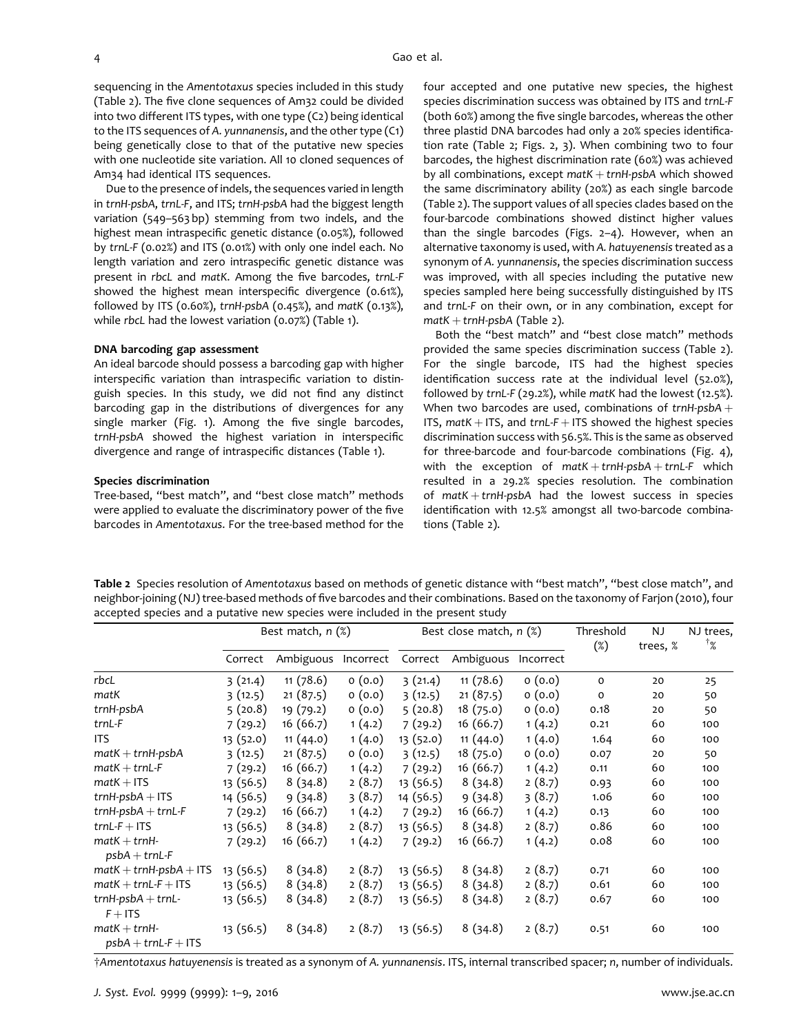sequencing in the *Amentotaxus* species included in this study (Table 2). The five clone sequences of Am32 could be divided into two different ITS types, with one type (C2) being identical to the ITS sequences of *A. yunnanensis*, and the other type (C1) being genetically close to that of the putative new species with one nucleotide site variation. All 10 cloned sequences of Am34 had identical ITS sequences.

Due to the presence of indels, the sequences varied in length in *trnH-psbA*, *trnL-F*, and ITS; *trnH-psbA* had the biggest length variation (549–563 bp) stemming from two indels, and the highest mean intraspecific genetic distance (0.05%), followed by *trnL-F* (0.02%) and ITS (0.01%) with only one indel each. No length variation and zero intraspecific genetic distance was present in *rbcL* and *matK*. Among the five barcodes, *trnL-F* showed the highest mean interspecific divergence (0.61%), followed by ITS (0.60%), *trnH-psbA* (0.45%), and *matK* (0.13%), while *rbcL* had the lowest variation (0.07%) (Table 1).

### DNA barcoding gap assessment

An ideal barcode should possess a barcoding gap with higher interspecific variation than intraspecific variation to distinguish species. In this study, we did not find any distinct barcoding gap in the distributions of divergences for any single marker (Fig. 1). Among the five single barcodes, *trnH-psbA* showed the highest variation in interspecific divergence and range of intraspecific distances (Table 1).

### Species discrimination

Tree-based, "best match", and "best close match" methods were applied to evaluate the discriminatory power of the five barcodes in *Amentotaxus*. For the tree-based method for the four accepted and one putative new species, the highest species discrimination success was obtained by ITS and *trnL-F* (both 60%) among the five single barcodes, whereas the other three plastid DNA barcodes had only a 20% species identification rate (Table 2; Figs. 2, 3). When combining two to four barcodes, the highest discrimination rate (60%) was achieved by all combinations, except *matK* + *trnH-psbA* which showed the same discriminatory ability (20%) as each single barcode (Table 2). The support values of all species clades based on the four-barcode combinations showed distinct higher values than the single barcodes (Figs. 2–4). However, when an alternative taxonomy is used, with *A. hatuyenensis* treated as a synonym of *A. yunnanensis*, the species discrimination success was improved, with all species including the putative new species sampled here being successfully distinguished by ITS and *trnL-F* on their own, or in any combination, except for *matK* + *trnH-psbA* (Table 2).

Both the "best match" and "best close match" methods provided the same species discrimination success (Table 2). For the single barcode, ITS had the highest species identification success rate at the individual level (52.0%), followed by *trnL-F* (29.2%), while *matK* had the lowest (12.5%). When two barcodes are used, combinations of *trnH-psbA* + ITS, *matK* + ITS, and *trnL-F* + ITS showed the highest species discrimination success with 56.5%. This is the same as observed for three-barcode and four-barcode combinations (Fig. 4), with the exception of *matK* + *trnH-psbA* + *trnL-F* which resulted in a 29.2% species resolution. The combination of *matK* + *trnH-psbA* had the lowest success in species identification with 12.5% amongst all two-barcode combinations (Table 2).

**Table 2** Species resolution of *Amentotaxus* based on methods of genetic distance with "best match", "best close match", and neighbor-joining (NJ) tree-based methods of five barcodes and their combinations. Based on the taxonomy of Farjon (2010), four accepted species and a putative new species were included in the present study

| | Best match, *n* (%) | | | Best close match, *n* (%) | | | Threshold (%) | NJ trees, % | NJ trees, †% |
|---|---|---|---|---|---|---|---|---|---|
| | Correct | Ambiguous | Incorrect | Correct | Ambiguous | Incorrect | | | |
| *rbcL* | 3 (21.4) | 11 (78.6) | 0 (0.0) | 3 (21.4) | 11 (78.6) | 0 (0.0) | 0 | 20 | 25 |
| *matK* | 3 (12.5) | 21 (87.5) | 0 (0.0) | 3 (12.5) | 21 (87.5) | 0 (0.0) | 0 | 20 | 50 |
| *trnH-psbA* | 5 (20.8) | 19 (79.2) | 0 (0.0) | 5 (20.8) | 18 (75.0) | 0 (0.0) | 0.18 | 20 | 50 |
| *trnL-F* | 7 (29.2) | 16 (66.7) | 1 (4.2) | 7 (29.2) | 16 (66.7) | 1 (4.2) | 0.21 | 60 | 100 |
| ITS | 13 (52.0) | 11 (44.0) | 1 (4.0) | 13 (52.0) | 11 (44.0) | 1 (4.0) | 1.64 | 60 | 100 |
| *matK* + *trnH-psbA* | 3 (12.5) | 21 (87.5) | 0 (0.0) | 3 (12.5) | 18 (75.0) | 0 (0.0) | 0.07 | 20 | 50 |
| *matK* + *trnL-F* | 7 (29.2) | 16 (66.7) | 1 (4.2) | 7 (29.2) | 16 (66.7) | 1 (4.2) | 0.11 | 60 | 100 |
| *matK* + ITS | 13 (56.5) | 8 (34.8) | 2 (8.7) | 13 (56.5) | 8 (34.8) | 2 (8.7) | 0.93 | 60 | 100 |
| *trnH-psbA* + ITS | 14 (56.5) | 9 (34.8) | 3 (8.7) | 14 (56.5) | 9 (34.8) | 3 (8.7) | 1.06 | 60 | 100 |
| *trnH-psbA* + *trnL-F* | 7 (29.2) | 16 (66.7) | 1 (4.2) | 7 (29.2) | 16 (66.7) | 1 (4.2) | 0.13 | 60 | 100 |
| *trnL-F* + ITS | 13 (56.5) | 8 (34.8) | 2 (8.7) | 13 (56.5) | 8 (34.8) | 2 (8.7) | 0.86 | 60 | 100 |
| *matK* + *trnH-psbA* + *trnL-F* | 7 (29.2) | 16 (66.7) | 1 (4.2) | 7 (29.2) | 16 (66.7) | 1 (4.2) | 0.08 | 60 | 100 |
| *matK* + *trnH-psbA* + ITS | 13 (56.5) | 8 (34.8) | 2 (8.7) | 13 (56.5) | 8 (34.8) | 2 (8.7) | 0.71 | 60 | 100 |
| *matK* + *trnL-F* + ITS | 13 (56.5) | 8 (34.8) | 2 (8.7) | 13 (56.5) | 8 (34.8) | 2 (8.7) | 0.61 | 60 | 100 |
| *trnH-psbA* + *trnL-F* + ITS | 13 (56.5) | 8 (34.8) | 2 (8.7) | 13 (56.5) | 8 (34.8) | 2 (8.7) | 0.67 | 60 | 100 |
| *matK* + *trnH-psbA* + *trnL-F* + ITS | 13 (56.5) | 8 (34.8) | 2 (8.7) | 13 (56.5) | 8 (34.8) | 2 (8.7) | 0.51 | 60 | 100 |

†*Amentotaxus hatuyenensis* is treated as a synonym of *A. yunnanensis*. ITS, internal transcribed spacer; *n*, number of individuals.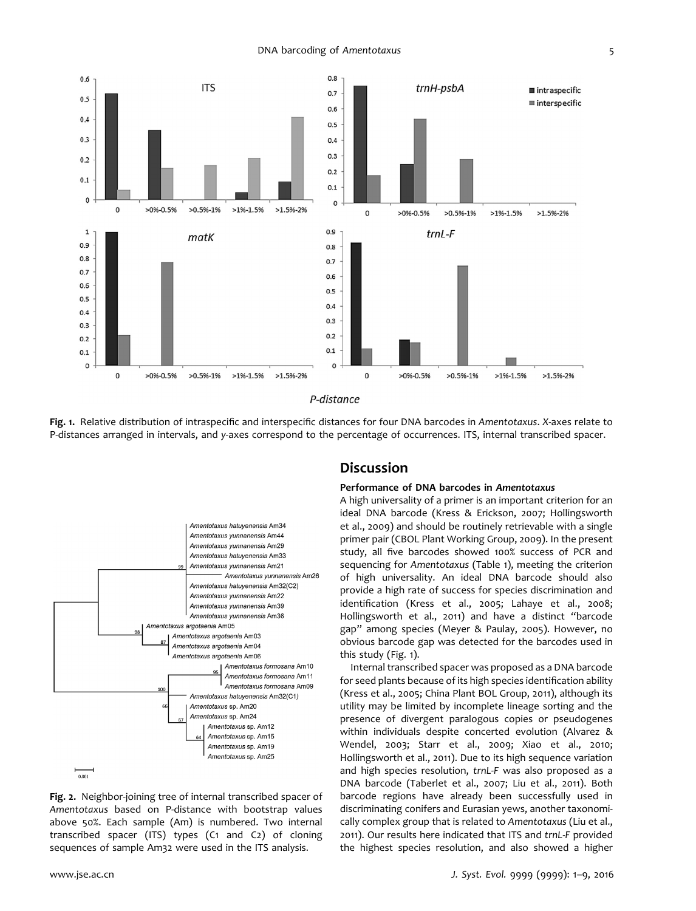Fig. 1. Relative distribution of intraspecific and interspecific distances for four DNA barcodes in *Amentotaxus*. *X*-axes relate to P-distances arranged in intervals, and *y*-axes correspond to the percentage of occurrences. ITS, internal transcribed spacer.

Fig. 2. Neighbor-joining tree of internal transcribed spacer of *Amentotaxus* based on P-distance with bootstrap values above 50%. Each sample (Am) is numbered. Two internal transcribed spacer (ITS) types (C1 and C2) of cloning sequences of sample Am32 were used in the ITS analysis.

## Discussion

### Performance of DNA barcodes in *Amentotaxus*

A high universality of a primer is an important criterion for an ideal DNA barcode (Kress & Erickson, 2007; Hollingsworth et al., 2009) and should be routinely retrievable with a single primer pair (CBOL Plant Working Group, 2009). In the present study, all five barcodes showed 100% success of PCR and sequencing for *Amentotaxus* (Table 1), meeting the criterion of high universality. An ideal DNA barcode should also provide a high rate of success for species discrimination and identification (Kress et al., 2005; Lahaye et al., 2008; Hollingsworth et al., 2011) and have a distinct "barcode gap" among species (Meyer & Paulay, 2005). However, no obvious barcode gap was detected for the barcodes used in this study (Fig. 1).

Internal transcribed spacer was proposed as a DNA barcode for seed plants because of its high species identification ability (Kress et al., 2005; China Plant BOL Group, 2011), although its utility may be limited by incomplete lineage sorting and the presence of divergent paralogous copies or pseudogenes within individuals despite concerted evolution (Alvarez & Wendel, 2003; Starr et al., 2009; Xiao et al., 2010; Hollingsworth et al., 2011). Due to its high sequence variation and high species resolution, *trnL-F* was also proposed as a DNA barcode (Taberlet et al., 2007; Liu et al., 2011). Both barcode regions have already been successfully used in discriminating conifers and Eurasian yews, another taxonomically complex group that is related to *Amentotaxus* (Liu et al., 2011). Our results here indicated that ITS and *trnL-F* provided the highest species resolution, and also showed a higher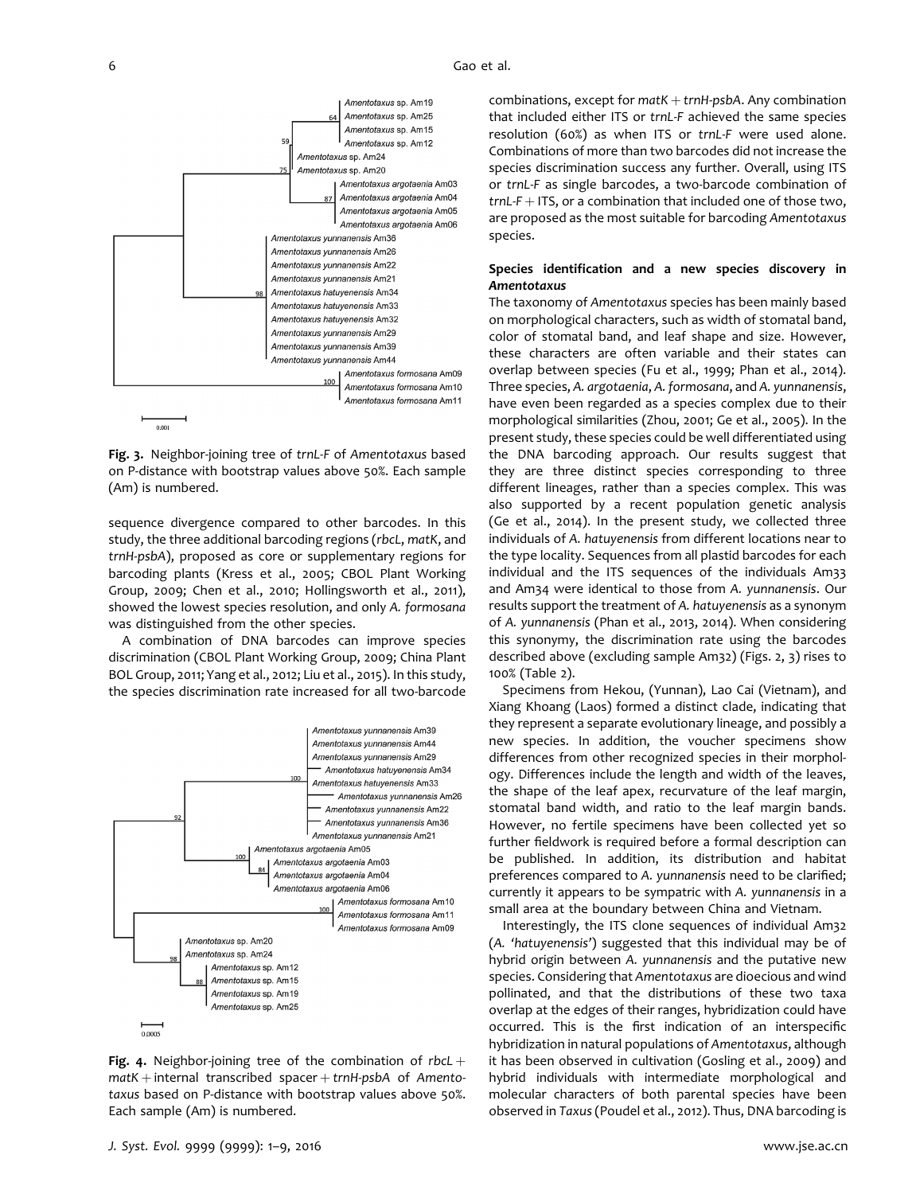Fig. 3. Neighbor-joining tree of *trnL-F* of *Amentotaxus* based on P-distance with bootstrap values above 50%. Each sample (Am) is numbered.

sequence divergence compared to other barcodes. In this study, the three additional barcoding regions (*rbcL*, *matK*, and *trnH-psbA*), proposed as core or supplementary regions for barcoding plants (Kress et al., 2005; CBOL Plant Working Group, 2009; Chen et al., 2010; Hollingsworth et al., 2011), showed the lowest species resolution, and only *A. formosana* was distinguished from the other species.

A combination of DNA barcodes can improve species discrimination (CBOL Plant Working Group, 2009; China Plant BOL Group, 2011; Yang et al., 2012; Liu et al., 2015). In this study, the species discrimination rate increased for all two-barcode combinations, except for *matK* + *trnH-psbA*. Any combination that included either ITS or *trnL-F* achieved the same species resolution (60%) as when ITS or *trnL-F* were used alone. Combinations of more than two barcodes did not increase the species discrimination success any further. Overall, using ITS or *trnL-F* as single barcodes, a two-barcode combination of *trnL-F* + ITS, or a combination that included one of those two, are proposed as the most suitable for barcoding *Amentotaxus* species.

Fig. 4. Neighbor-joining tree of the combination of *rbcL* + *matK* + internal transcribed spacer + *trnH-psbA* of *Amentotaxus* based on P-distance with bootstrap values above 50%. Each sample (Am) is numbered.

### Species identification and a new species discovery in *Amentotaxus*

The taxonomy of *Amentotaxus* species has been mainly based on morphological characters, such as width of stomatal band, color of stomatal band, and leaf shape and size. However, these characters are often variable and their states can overlap between species (Fu et al., 1999; Phan et al., 2014). Three species, *A. argotaenia*, *A. formosana*, and *A. yunnanensis*, have even been regarded as a species complex due to their morphological similarities (Zhou, 2001; Ge et al., 2005). In the present study, these species could be well differentiated using the DNA barcoding approach. Our results suggest that they are three distinct species corresponding to three different lineages, rather than a species complex. This was also supported by a recent population genetic analysis (Ge et al., 2014). In the present study, we collected three individuals of *A. hatuyenensis* from different locations near to the type locality. Sequences from all plastid barcodes for each individual and the ITS sequences of the individuals Am33 and Am34 were identical to those from *A. yunnanensis*. Our results support the treatment of *A. hatuyenensis* as a synonym of *A. yunnanensis* (Phan et al., 2013, 2014). When considering this synonymy, the discrimination rate using the barcodes described above (excluding sample Am32) (Figs. 2, 3) rises to 100% (Table 2).

Specimens from Hekou, (Yunnan), Lao Cai (Vietnam), and Xiang Khoang (Laos) formed a distinct clade, indicating that they represent a separate evolutionary lineage, and possibly a new species. In addition, the voucher specimens show differences from other recognized species in their morphology. Differences include the length and width of the leaves, the shape of the leaf apex, recurvature of the leaf margin, stomatal band width, and ratio to the leaf margin bands. However, no fertile specimens have been collected yet so further fieldwork is required before a formal description can be published. In addition, its distribution and habitat preferences compared to *A. yunnanensis* need to be clarified; currently it appears to be sympatric with *A. yunnanensis* in a small area at the boundary between China and Vietnam.

Interestingly, the ITS clone sequences of individual Am32 (*A. 'hatuyenensis'*) suggested that this individual may be of hybrid origin between *A. yunnanensis* and the putative new species. Considering that *Amentotaxus* are dioecious and wind pollinated, and that the distributions of these two taxa overlap at the edges of their ranges, hybridization could have occurred. This is the first indication of an interspecific hybridization in natural populations of *Amentotaxus*, although it has been observed in cultivation (Gosling et al., 2009) and hybrid individuals with intermediate morphological and molecular characters of both parental species have been observed in *Taxus* (Poudel et al., 2012). Thus, DNA barcoding is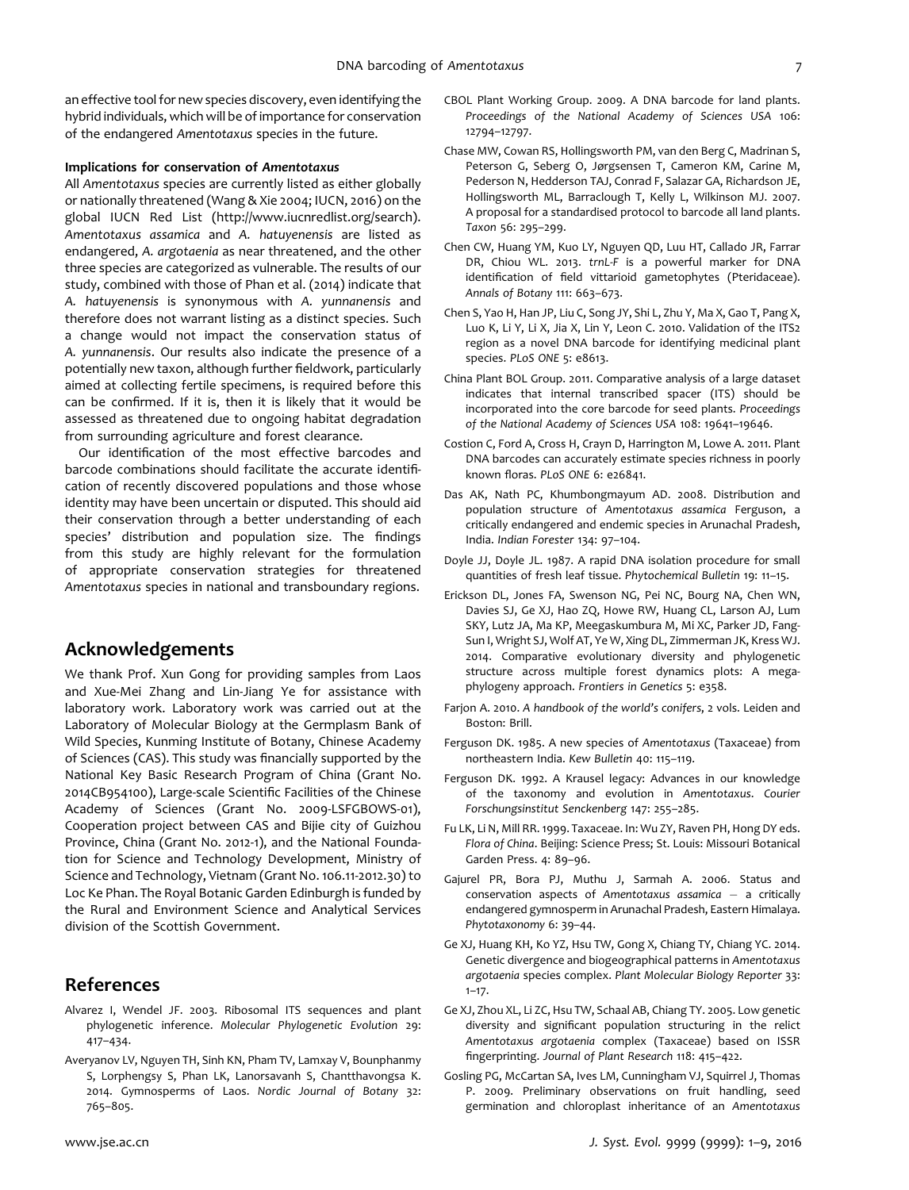an effective tool for new species discovery, even identifying the hybrid individuals, which will be of importance for conservation of the endangered *Amentotaxus* species in the future.

#### Implications for conservation of *Amentotaxus*

All *Amentotaxus* species are currently listed as either globally or nationally threatened (Wang & Xie 2004; IUCN, 2016) on the global IUCN Red List (http://www.iucnredlist.org/search). *Amentotaxus assamica* and *A. hatuyenensis* are listed as endangered, *A. argotaenia* as near threatened, and the other three species are categorized as vulnerable. The results of our study, combined with those of Phan et al. (2014) indicate that *A. hatuyenensis* is synonymous with *A. yunnanensis* and therefore does not warrant listing as a distinct species. Such a change would not impact the conservation status of *A. yunnanensis*. Our results also indicate the presence of a potentially new taxon, although further fieldwork, particularly aimed at collecting fertile specimens, is required before this can be confirmed. If it is, then it is likely that it would be assessed as threatened due to ongoing habitat degradation from surrounding agriculture and forest clearance.

Our identification of the most effective barcodes and barcode combinations should facilitate the accurate identification of recently discovered populations and those whose identity may have been uncertain or disputed. This should aid their conservation through a better understanding of each species' distribution and population size. The findings from this study are highly relevant for the formulation of appropriate conservation strategies for threatened *Amentotaxus* species in national and transboundary regions.

## Acknowledgements

We thank Prof. Xun Gong for providing samples from Laos and Xue-Mei Zhang and Lin-Jiang Ye for assistance with laboratory work. Laboratory work was carried out at the Laboratory of Molecular Biology at the Germplasm Bank of Wild Species, Kunming Institute of Botany, Chinese Academy of Sciences (CAS). This study was financially supported by the National Key Basic Research Program of China (Grant No. 2014CB954100), Large-scale Scientific Facilities of the Chinese Academy of Sciences (Grant No. 2009-LSFGBOWS-01), Cooperation project between CAS and Bijie city of Guizhou Province, China (Grant No. 2012-1), and the National Foundation for Science and Technology Development, Ministry of Science and Technology, Vietnam (Grant No. 106.11-2012.30) to Loc Ke Phan. The Royal Botanic Garden Edinburgh is funded by the Rural and Environment Science and Analytical Services division of the Scottish Government.

## References

Alvarez I, Wendel JF. 2003. Ribosomal ITS sequences and plant phylogenetic inference. *Molecular Phylogenetic Evolution* 29: 417–434.

Averyanov LV, Nguyen TH, Sinh KN, Pham TV, Lamxay V, Bounphanmy S, Lorphengsy S, Phan LK, Lanorsavanh S, Chantthavongsa K. 2014. Gymnosperms of Laos. *Nordic Journal of Botany* 32: 765–805.

CBOL Plant Working Group. 2009. A DNA barcode for land plants. *Proceedings of the National Academy of Sciences USA* 106: 12794–12797.

Chase MW, Cowan RS, Hollingsworth PM, van den Berg C, Madrinan S, Peterson G, Seberg O, Jørgsensen T, Cameron KM, Carine M, Pederson N, Hedderson TAJ, Conrad F, Salazar GA, Richardson JE, Hollingsworth ML, Barraclough T, Kelly L, Wilkinson MJ. 2007. A proposal for a standardised protocol to barcode all land plants. *Taxon* 56: 295–299.

Chen CW, Huang YM, Kuo LY, Nguyen QD, Luu HT, Callado JR, Farrar DR, Chiou WL. 2013. *trnL-F* is a powerful marker for DNA identification of field vittarioid gametophytes (Pteridaceae). *Annals of Botany* 111: 663–673.

Chen S, Yao H, Han JP, Liu C, Song JY, Shi L, Zhu Y, Ma X, Gao T, Pang X, Luo K, Li Y, Li X, Jia X, Lin Y, Leon C. 2010. Validation of the ITS2 region as a novel DNA barcode for identifying medicinal plant species. *PLoS ONE* 5: e8613.

China Plant BOL Group. 2011. Comparative analysis of a large dataset indicates that internal transcribed spacer (ITS) should be incorporated into the core barcode for seed plants. *Proceedings of the National Academy of Sciences USA* 108: 19641–19646.

Costion C, Ford A, Cross H, Crayn D, Harrington M, Lowe A. 2011. Plant DNA barcodes can accurately estimate species richness in poorly known floras. *PLoS ONE* 6: e26841.

Das AK, Nath PC, Khumbongmayum AD. 2008. Distribution and population structure of *Amentotaxus assamica* Ferguson, a critically endangered and endemic species in Arunachal Pradesh, India. *Indian Forester* 134: 97–104.

Doyle JJ, Doyle JL. 1987. A rapid DNA isolation procedure for small quantities of fresh leaf tissue. *Phytochemical Bulletin* 19: 11–15.

Erickson DL, Jones FA, Swenson NG, Pei NC, Bourg NA, Chen WN, Davies SJ, Ge XJ, Hao ZQ, Howe RW, Huang CL, Larson AJ, Lum SKY, Lutz JA, Ma KP, Meegaskumbura M, Mi XC, Parker JD, Fang-Sun I, Wright SJ, Wolf AT, Ye W, Xing DL, Zimmerman JK, Kress WJ. 2014. Comparative evolutionary diversity and phylogenetic structure across multiple forest dynamics plots: A mega-phylogeny approach. *Frontiers in Genetics* 5: e358.

Farjon A. 2010. *A handbook of the world's conifers*, 2 vols. Leiden and Boston: Brill.

Ferguson DK. 1985. A new species of *Amentotaxus* (Taxaceae) from northeastern India. *Kew Bulletin* 40: 115–119.

Ferguson DK. 1992. A Krausel legacy: Advances in our knowledge of the taxonomy and evolution in *Amentotaxus*. *Courier Forschungsinstitut Senckenberg* 147: 255–285.

Fu LK, Li N, Mill RR. 1999. Taxaceae. In: Wu ZY, Raven PH, Hong DY eds. *Flora of China*. Beijing: Science Press; St. Louis: Missouri Botanical Garden Press. 4: 89–96.

Gajurel PR, Bora PJ, Muthu J, Sarmah A. 2006. Status and conservation aspects of *Amentotaxus assamica* — a critically endangered gymnosperm in Arunachal Pradesh, Eastern Himalaya. *Phytotaxonomy* 6: 39–44.

Ge XJ, Huang KH, Ko YZ, Hsu TW, Gong X, Chiang TY, Chiang YC. 2014. Genetic divergence and biogeographical patterns in *Amentotaxus argotaenia* species complex. *Plant Molecular Biology Reporter* 33: 1–17.

Ge XJ, Zhou XL, Li ZC, Hsu TW, Schaal AB, Chiang TY. 2005. Low genetic diversity and significant population structuring in the relict *Amentotaxus argotaenia* complex (Taxaceae) based on ISSR fingerprinting. *Journal of Plant Research* 118: 415–422.

Gosling PG, McCartan SA, Ives LM, Cunningham VJ, Squirrel J, Thomas P. 2009. Preliminary observations on fruit handling, seed germination and chloroplast inheritance of an *Amentotaxus*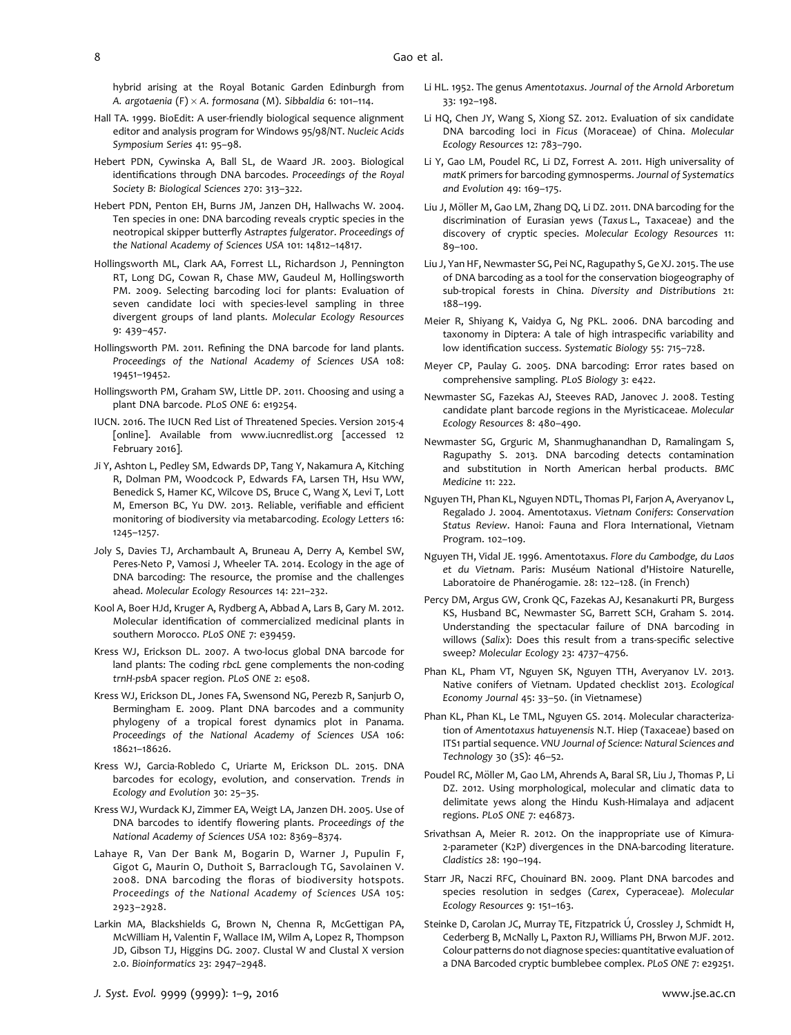hybrid arising at the Royal Botanic Garden Edinburgh from *A. argotaenia* (F) × *A. formosana* (M). *Sibbaldia* 6: 101–114.

Hall TA. 1999. BioEdit: A user-friendly biological sequence alignment editor and analysis program for Windows 95/98/NT. *Nucleic Acids Symposium Series* 41: 95–98.

Hebert PDN, Cywinska A, Ball SL, de Waard JR. 2003. Biological identifications through DNA barcodes. *Proceedings of the Royal Society B: Biological Sciences* 270: 313–322.

Hebert PDN, Penton EH, Burns JM, Janzen DH, Hallwachs W. 2004. Ten species in one: DNA barcoding reveals cryptic species in the neotropical skipper butterfly *Astraptes fulgerator*. *Proceedings of the National Academy of Sciences USA* 101: 14812–14817.

Hollingsworth ML, Clark AA, Forrest LL, Richardson J, Pennington RT, Long DG, Cowan R, Chase MW, Gaudeul M, Hollingsworth PM. 2009. Selecting barcoding loci for plants: Evaluation of seven candidate loci with species-level sampling in three divergent groups of land plants. *Molecular Ecology Resources* 9: 439–457.

Hollingsworth PM. 2011. Refining the DNA barcode for land plants. *Proceedings of the National Academy of Sciences USA* 108: 19451–19452.

Hollingsworth PM, Graham SW, Little DP. 2011. Choosing and using a plant DNA barcode. *PLoS ONE* 6: e19254.

IUCN. 2016. The IUCN Red List of Threatened Species. Version 2015-4 [online]. Available from www.iucnredlist.org [accessed 12 February 2016].

Ji Y, Ashton L, Pedley SM, Edwards DP, Tang Y, Nakamura A, Kitching R, Dolman PM, Woodcock P, Edwards FA, Larsen TH, Hsu WW, Benedick S, Hamer KC, Wilcove DS, Bruce C, Wang X, Levi T, Lott M, Emerson BC, Yu DW. 2013. Reliable, verifiable and efficient monitoring of biodiversity via metabarcoding. *Ecology Letters* 16: 1245–1257.

Joly S, Davies TJ, Archambault A, Bruneau A, Derry A, Kembel SW, Peres-Neto P, Vamosi J, Wheeler TA. 2014. Ecology in the age of DNA barcoding: The resource, the promise and the challenges ahead. *Molecular Ecology Resources* 14: 221–232.

Kool A, Boer HJd, Kruger A, Rydberg A, Abbad A, Lars B, Gary M. 2012. Molecular identification of commercialized medicinal plants in southern Morocco. *PLoS ONE* 7: e39459.

Kress WJ, Erickson DL. 2007. A two-locus global DNA barcode for land plants: The coding *rbcL* gene complements the non-coding *trnH-psbA* spacer region. *PLoS ONE* 2: e508.

Kress WJ, Erickson DL, Jones FA, Swensond NG, Perezb R, Sanjurb O, Bermingham E. 2009. Plant DNA barcodes and a community phylogeny of a tropical forest dynamics plot in Panama. *Proceedings of the National Academy of Sciences USA* 106: 18621–18626.

Kress WJ, Garcia-Robledo C, Uriarte M, Erickson DL. 2015. DNA barcodes for ecology, evolution, and conservation. *Trends in Ecology and Evolution* 30: 25–35.

Kress WJ, Wurdack KJ, Zimmer EA, Weigt LA, Janzen DH. 2005. Use of DNA barcodes to identify flowering plants. *Proceedings of the National Academy of Sciences USA* 102: 8369–8374.

Lahaye R, Van Der Bank M, Bogarin D, Warner J, Pupulin F, Gigot G, Maurin O, Duthoit S, Barraclough TG, Savolainen V. 2008. DNA barcoding the floras of biodiversity hotspots. *Proceedings of the National Academy of Sciences USA* 105: 2923–2928.

Larkin MA, Blackshields G, Brown N, Chenna R, McGettigan PA, McWilliam H, Valentin F, Wallace IM, Wilm A, Lopez R, Thompson JD, Gibson TJ, Higgins DG. 2007. Clustal W and Clustal X version 2.0. *Bioinformatics* 23: 2947–2948.

Li HL. 1952. The genus *Amentotaxus*. *Journal of the Arnold Arboretum* 33: 192–198.

Li HQ, Chen JY, Wang S, Xiong SZ. 2012. Evaluation of six candidate DNA barcoding loci in *Ficus* (Moraceae) of China. *Molecular Ecology Resources* 12: 783–790.

Li Y, Gao LM, Poudel RC, Li DZ, Forrest A. 2011. High universality of *matK* primers for barcoding gymnosperms. *Journal of Systematics and Evolution* 49: 169–175.

Liu J, Möller M, Gao LM, Zhang DQ, Li DZ. 2011. DNA barcoding for the discrimination of Eurasian yews (*Taxus* L., Taxaceae) and the discovery of cryptic species. *Molecular Ecology Resources* 11: 89–100.

Liu J, Yan HF, Newmaster SG, Pei NC, Ragupathy S, Ge XJ. 2015. The use of DNA barcoding as a tool for the conservation biogeography of sub-tropical forests in China. *Diversity and Distributions* 21: 188–199.

Meier R, Shiyang K, Vaidya G, Ng PKL. 2006. DNA barcoding and taxonomy in Diptera: A tale of high intraspecific variability and low identification success. *Systematic Biology* 55: 715–728.

Meyer CP, Paulay G. 2005. DNA barcoding: Error rates based on comprehensive sampling. *PLoS Biology* 3: e422.

Newmaster SG, Fazekas AJ, Steeves RAD, Janovec J. 2008. Testing candidate plant barcode regions in the Myristicaceae. *Molecular Ecology Resources* 8: 480–490.

Newmaster SG, Grguric M, Shanmughanandhan D, Ramalingam S, Ragupathy S. 2013. DNA barcoding detects contamination and substitution in North American herbal products. *BMC Medicine* 11: 222.

Nguyen TH, Phan KL, Nguyen NDTL, Thomas PI, Farjon A, Averyanov L, Regalado J. 2004. Amentotaxus. *Vietnam Conifers: Conservation Status Review*. Hanoi: Fauna and Flora International, Vietnam Program. 102–109.

Nguyen TH, Vidal JE. 1996. Amentotaxus. *Flore du Cambodge, du Laos et du Vietnam*. Paris: Muséum National d'Histoire Naturelle, Laboratoire de Phanérogamie. 28: 122–128. (in French)

Percy DM, Argus GW, Cronk QC, Fazekas AJ, Kesanakurti PR, Burgess KS, Husband BC, Newmaster SG, Barrett SCH, Graham S. 2014. Understanding the spectacular failure of DNA barcoding in willows (*Salix*): Does this result from a trans-specific selective sweep? *Molecular Ecology* 23: 4737–4756.

Phan KL, Pham VT, Nguyen SK, Nguyen TTH, Averyanov LV. 2013. Native conifers of Vietnam. Updated checklist 2013. *Ecological Economy Journal* 45: 33–50. (in Vietnamese)

Phan KL, Phan KL, Le TML, Nguyen GS. 2014. Molecular characterization of *Amentotaxus hatuyenensis* N.T. Hiep (Taxaceae) based on ITS1 partial sequence. *VNU Journal of Science: Natural Sciences and Technology* 30 (3S): 46–52.

Poudel RC, Möller M, Gao LM, Ahrends A, Baral SR, Liu J, Thomas P, Li DZ. 2012. Using morphological, molecular and climatic data to delimitate yews along the Hindu Kush-Himalaya and adjacent regions. *PLoS ONE* 7: e46873.

Srivathsan A, Meier R. 2012. On the inappropriate use of Kimura-2-parameter (K2P) divergences in the DNA-barcoding literature. *Cladistics* 28: 190–194.

Starr JR, Naczi RFC, Chouinard BN. 2009. Plant DNA barcodes and species resolution in sedges (*Carex*, Cyperaceae). *Molecular Ecology Resources* 9: 151–163.

Steinke D, Carolan JC, Murray TE, Fitzpatrick Ú, Crossley J, Schmidt H, Cederberg B, McNally L, Paxton RJ, Williams PH, Brwon MJF. 2012. Colour patterns do not diagnose species: quantitative evaluation of a DNA Barcoded cryptic bumblebee complex. *PLoS ONE* 7: e29251.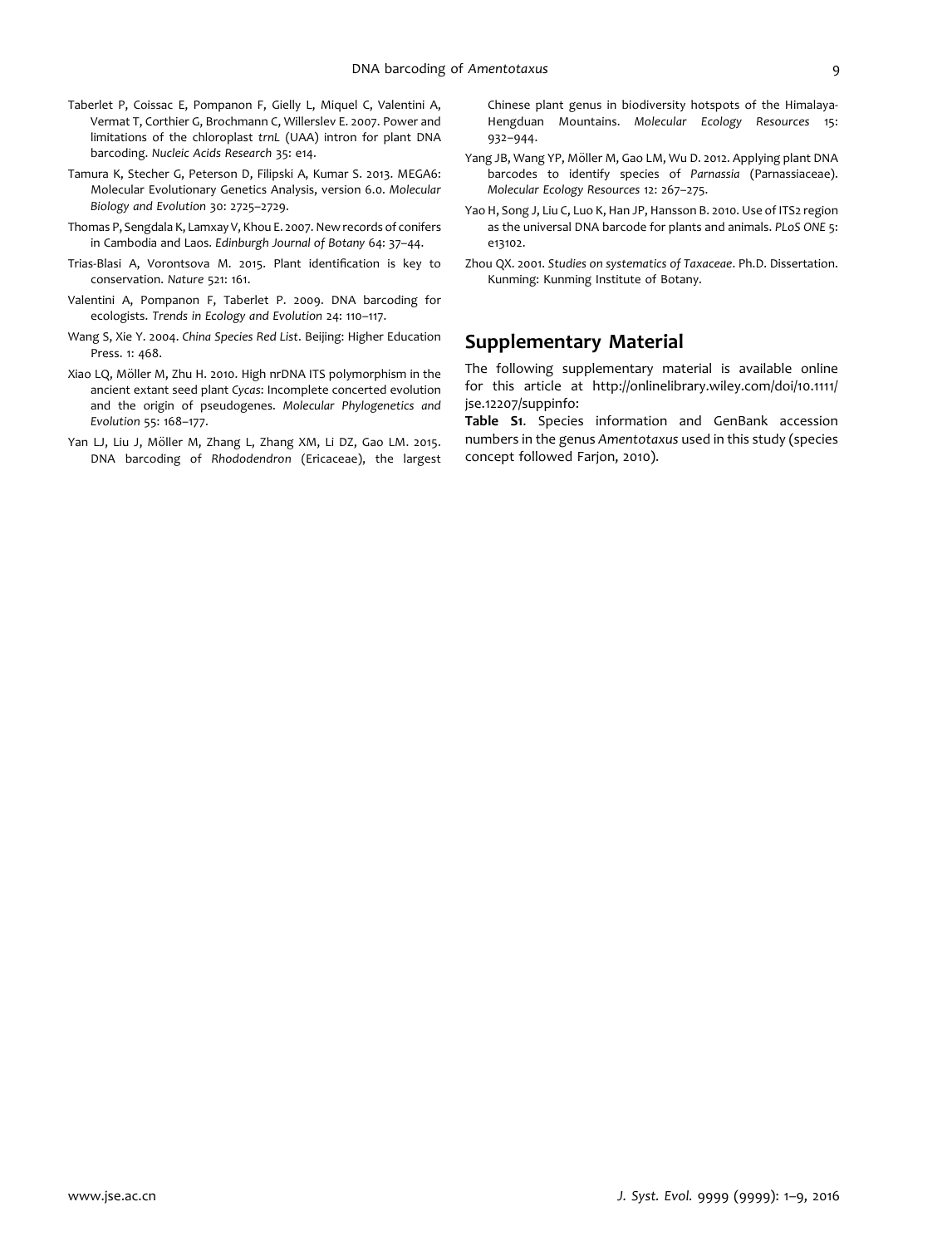Taberlet P, Coissac E, Pompanon F, Gielly L, Miquel C, Valentini A, Vermat T, Corthier G, Brochmann C, Willerslev E. 2007. Power and limitations of the chloroplast *trnL* (UAA) intron for plant DNA barcoding. *Nucleic Acids Research* 35: e14.

Tamura K, Stecher G, Peterson D, Filipski A, Kumar S. 2013. MEGA6: Molecular Evolutionary Genetics Analysis, version 6.0. *Molecular Biology and Evolution* 30: 2725–2729.

Thomas P, Sengdala K, Lamxay V, Khou E. 2007. New records of conifers in Cambodia and Laos. *Edinburgh Journal of Botany* 64: 37–44.

Trias-Blasi A, Vorontsova M. 2015. Plant identification is key to conservation. *Nature* 521: 161.

Valentini A, Pompanon F, Taberlet P. 2009. DNA barcoding for ecologists. *Trends in Ecology and Evolution* 24: 110–117.

Wang S, Xie Y. 2004. *China Species Red List*. Beijing: Higher Education Press. 1: 468.

Xiao LQ, Möller M, Zhu H. 2010. High nrDNA ITS polymorphism in the ancient extant seed plant *Cycas*: Incomplete concerted evolution and the origin of pseudogenes. *Molecular Phylogenetics and Evolution* 55: 168–177.

Yan LJ, Liu J, Möller M, Zhang L, Zhang XM, Li DZ, Gao LM. 2015. DNA barcoding of *Rhododendron* (Ericaceae), the largest Chinese plant genus in biodiversity hotspots of the Himalaya-Hengduan Mountains. *Molecular Ecology Resources* 15: 932–944.

Yang JB, Wang YP, Möller M, Gao LM, Wu D. 2012. Applying plant DNA barcodes to identify species of *Parnassia* (Parnassiaceae). *Molecular Ecology Resources* 12: 267–275.

Yao H, Song J, Liu C, Luo K, Han JP, Hansson B. 2010. Use of ITS2 region as the universal DNA barcode for plants and animals. *PLoS ONE* 5: e13102.

Zhou QX. 2001. *Studies on systematics of Taxaceae*. Ph.D. Dissertation. Kunming: Kunming Institute of Botany.

## Supplementary Material

The following supplementary material is available online for this article at http://onlinelibrary.wiley.com/doi/10.1111/jse.12207/suppinfo:

**Table S1**. Species information and GenBank accession numbers in the genus *Amentotaxus* used in this study (species concept followed Farjon, 2010).